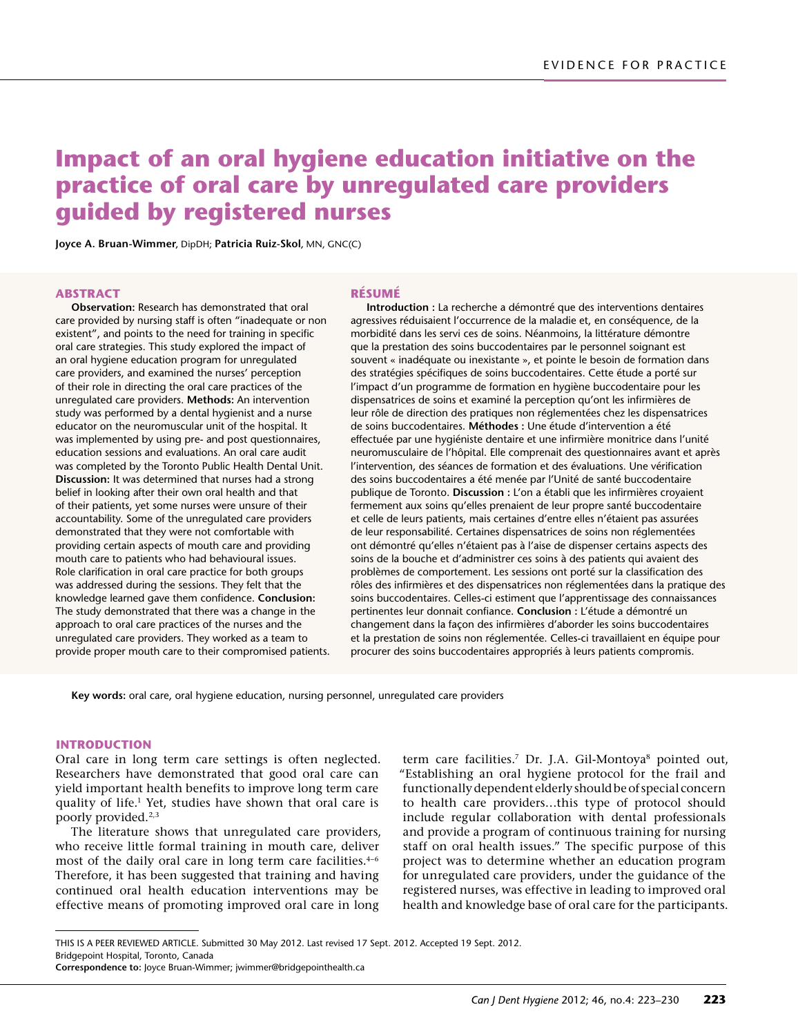# Impact of an oral hygiene education initiative on the practice of oral care by unregulated care providers guided by registered nurses

**Joyce A. Bruan-Wimmer**, DipDH; **Patricia Ruiz-Skol**, MN, GNC(C)

## ABSTRACT

**Observation:** Research has demonstrated that oral care provided by nursing staff is often "inadequate or non existent", and points to the need for training in specific oral care strategies. This study explored the impact of an oral hygiene education program for unregulated care providers, and examined the nurses' perception of their role in directing the oral care practices of the unregulated care providers. **Methods:** An intervention study was performed by a dental hygienist and a nurse educator on the neuromuscular unit of the hospital. It was implemented by using pre- and post questionnaires, education sessions and evaluations. An oral care audit was completed by the Toronto Public Health Dental Unit. **Discussion:** It was determined that nurses had a strong belief in looking after their own oral health and that of their patients, yet some nurses were unsure of their accountability. Some of the unregulated care providers demonstrated that they were not comfortable with providing certain aspects of mouth care and providing mouth care to patients who had behavioural issues. Role clarification in oral care practice for both groups was addressed during the sessions. They felt that the knowledge learned gave them confidence. **Conclusion:** The study demonstrated that there was a change in the approach to oral care practices of the nurses and the unregulated care providers. They worked as a team to provide proper mouth care to their compromised patients.

## RÉSUMÉ

**Introduction :** La recherche a démontré que des interventions dentaires agressives réduisaient l'occurrence de la maladie et, en conséquence, de la morbidité dans les servi ces de soins. Néanmoins, la littérature démontre que la prestation des soins buccodentaires par le personnel soignant est souvent « inadéquate ou inexistante », et pointe le besoin de formation dans des stratégies spécifiques de soins buccodentaires. Cette étude a porté sur l'impact d'un programme de formation en hygiène buccodentaire pour les dispensatrices de soins et examiné la perception qu'ont les infirmières de leur rôle de direction des pratiques non réglementées chez les dispensatrices de soins buccodentaires. **Méthodes :** Une étude d'intervention a été effectuée par une hygiéniste dentaire et une infirmière monitrice dans l'unité neuromusculaire de l'hôpital. Elle comprenait des questionnaires avant et après l'intervention, des séances de formation et des évaluations. Une vérification des soins buccodentaires a été menée par l'Unité de santé buccodentaire publique de Toronto. **Discussion :** L'on a établi que les infirmières croyaient fermement aux soins qu'elles prenaient de leur propre santé buccodentaire et celle de leurs patients, mais certaines d'entre elles n'étaient pas assurées de leur responsabilité. Certaines dispensatrices de soins non réglementées ont démontré qu'elles n'étaient pas à l'aise de dispenser certains aspects des soins de la bouche et d'administrer ces soins à des patients qui avaient des problèmes de comportement. Les sessions ont porté sur la classification des rôles des infirmières et des dispensatrices non réglementées dans la pratique des soins buccodentaires. Celles-ci estiment que l'apprentissage des connaissances pertinentes leur donnait confiance. **Conclusion :** L'étude a démontré un changement dans la façon des infirmières d'aborder les soins buccodentaires et la prestation de soins non réglementée. Celles-ci travaillaient en équipe pour procurer des soins buccodentaires appropriés à leurs patients compromis.

**Key words:** oral care, oral hygiene education, nursing personnel, unregulated care providers

## INTRODUCTION

Oral care in long term care settings is often neglected. Researchers have demonstrated that good oral care can yield important health benefits to improve long term care quality of life.[1] Yet, studies have shown that oral care is poorly provided.[2,3]

The literature shows that unregulated care providers, who receive little formal training in mouth care, deliver most of the daily oral care in long term care facilities.[4–6] Therefore, it has been suggested that training and having continued oral health education interventions may be effective means of promoting improved oral care in long term care facilities.[7] Dr. J.A. Gil-Montoya[8] pointed out, "Establishing an oral hygiene protocol for the frail and functionally dependent elderly should be of special concern to health care providers…this type of protocol should include regular collaboration with dental professionals and provide a program of continuous training for nursing staff on oral health issues." The specific purpose of this project was to determine whether an education program for unregulated care providers, under the guidance of the registered nurses, was effective in leading to improved oral health and knowledge base of oral care for the participants.

---

THIS IS A PEER REVIEWED ARTICLE. Submitted 30 May 2012. Last revised 17 Sept. 2012. Accepted 19 Sept. 2012.
Bridgepoint Hospital, Toronto, Canada
**Correspondence to:** Joyce Bruan-Wimmer; jwimmer@bridgepointhealth.ca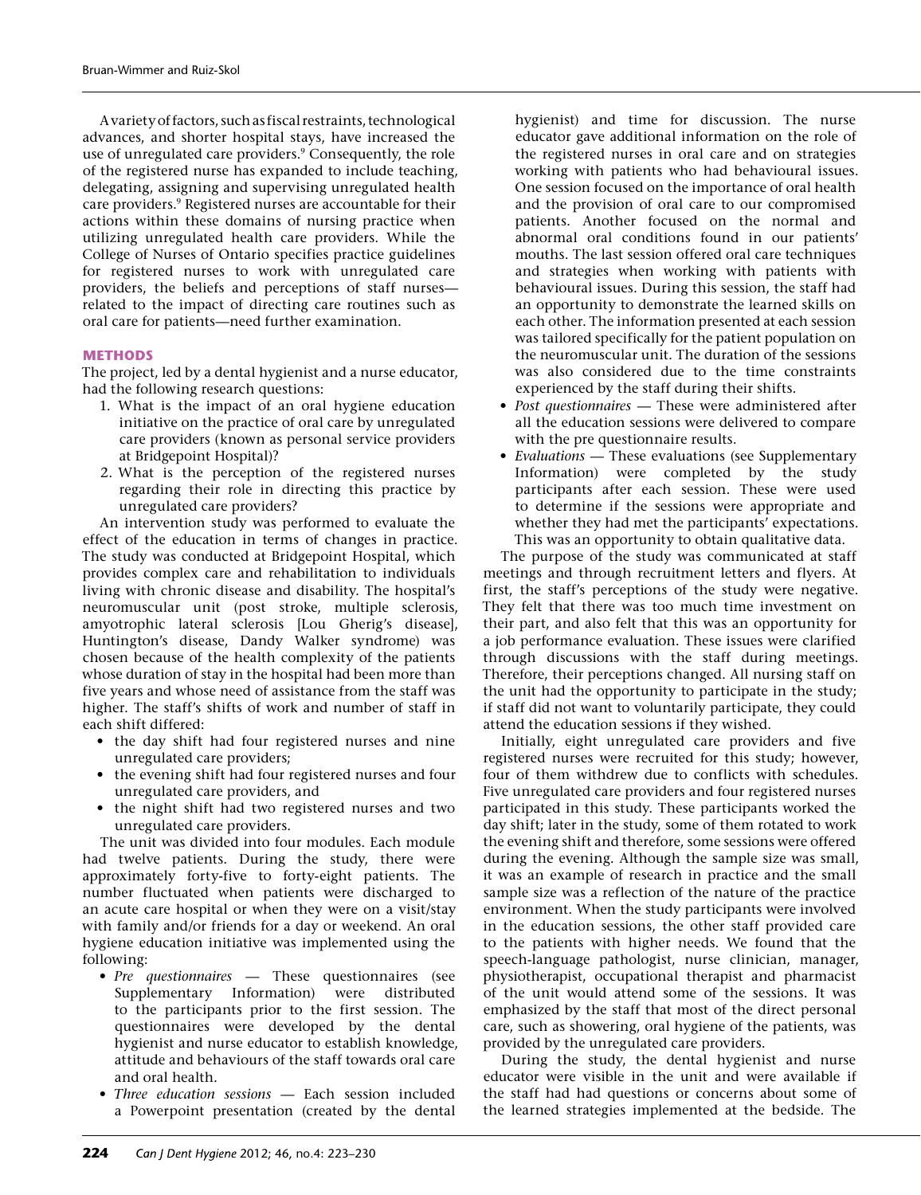A variety of factors, such as fiscal restraints, technological advances, and shorter hospital stays, have increased the use of unregulated care providers.[9] Consequently, the role of the registered nurse has expanded to include teaching, delegating, assigning and supervising unregulated health care providers.[9] Registered nurses are accountable for their actions within these domains of nursing practice when utilizing unregulated health care providers. While the College of Nurses of Ontario specifies practice guidelines for registered nurses to work with unregulated care providers, the beliefs and perceptions of staff nurses—related to the impact of directing care routines such as oral care for patients—need further examination.

## METHODS

The project, led by a dental hygienist and a nurse educator, had the following research questions:

1. What is the impact of an oral hygiene education initiative on the practice of oral care by unregulated care providers (known as personal service providers at Bridgepoint Hospital)?
2. What is the perception of the registered nurses regarding their role in directing this practice by unregulated care providers?

An intervention study was performed to evaluate the effect of the education in terms of changes in practice. The study was conducted at Bridgepoint Hospital, which provides complex care and rehabilitation to individuals living with chronic disease and disability. The hospital's neuromuscular unit (post stroke, multiple sclerosis, amyotrophic lateral sclerosis [Lou Gherig's disease], Huntington's disease, Dandy Walker syndrome) was chosen because of the health complexity of the patients whose duration of stay in the hospital had been more than five years and whose need of assistance from the staff was higher. The staff's shifts of work and number of staff in each shift differed:

- the day shift had four registered nurses and nine unregulated care providers;
- the evening shift had four registered nurses and four unregulated care providers, and
- the night shift had two registered nurses and two unregulated care providers.

The unit was divided into four modules. Each module had twelve patients. During the study, there were approximately forty-five to forty-eight patients. The number fluctuated when patients were discharged to an acute care hospital or when they were on a visit/stay with family and/or friends for a day or weekend. An oral hygiene education initiative was implemented using the following:

- *Pre questionnaires* — These questionnaires (see Supplementary Information) were distributed to the participants prior to the first session. The questionnaires were developed by the dental hygienist and nurse educator to establish knowledge, attitude and behaviours of the staff towards oral care and oral health.
- *Three education sessions* — Each session included a Powerpoint presentation (created by the dental hygienist) and time for discussion. The nurse educator gave additional information on the role of the registered nurses in oral care and on strategies working with patients who had behavioural issues. One session focused on the importance of oral health and the provision of oral care to our compromised patients. Another focused on the normal and abnormal oral conditions found in our patients' mouths. The last session offered oral care techniques and strategies when working with patients with behavioural issues. During this session, the staff had an opportunity to demonstrate the learned skills on each other. The information presented at each session was tailored specifically for the patient population on the neuromuscular unit. The duration of the sessions was also considered due to the time constraints experienced by the staff during their shifts.
- *Post questionnaires* — These were administered after all the education sessions were delivered to compare with the pre questionnaire results.
- *Evaluations* — These evaluations (see Supplementary Information) were completed by the study participants after each session. These were used to determine if the sessions were appropriate and whether they had met the participants' expectations. This was an opportunity to obtain qualitative data.

The purpose of the study was communicated at staff meetings and through recruitment letters and flyers. At first, the staff's perceptions of the study were negative. They felt that there was too much time investment on their part, and also felt that this was an opportunity for a job performance evaluation. These issues were clarified through discussions with the staff during meetings. Therefore, their perceptions changed. All nursing staff on the unit had the opportunity to participate in the study; if staff did not want to voluntarily participate, they could attend the education sessions if they wished.

Initially, eight unregulated care providers and five registered nurses were recruited for this study; however, four of them withdrew due to conflicts with schedules. Five unregulated care providers and four registered nurses participated in this study. These participants worked the day shift; later in the study, some of them rotated to work the evening shift and therefore, some sessions were offered during the evening. Although the sample size was small, it was an example of research in practice and the small sample size was a reflection of the nature of the practice environment. When the study participants were involved in the education sessions, the other staff provided care to the patients with higher needs. We found that the speech-language pathologist, nurse clinician, manager, physiotherapist, occupational therapist and pharmacist of the unit would attend some of the sessions. It was emphasized by the staff that most of the direct personal care, such as showering, oral hygiene of the patients, was provided by the unregulated care providers.

During the study, the dental hygienist and nurse educator were visible in the unit and were available if the staff had had questions or concerns about some of the learned strategies implemented at the bedside. The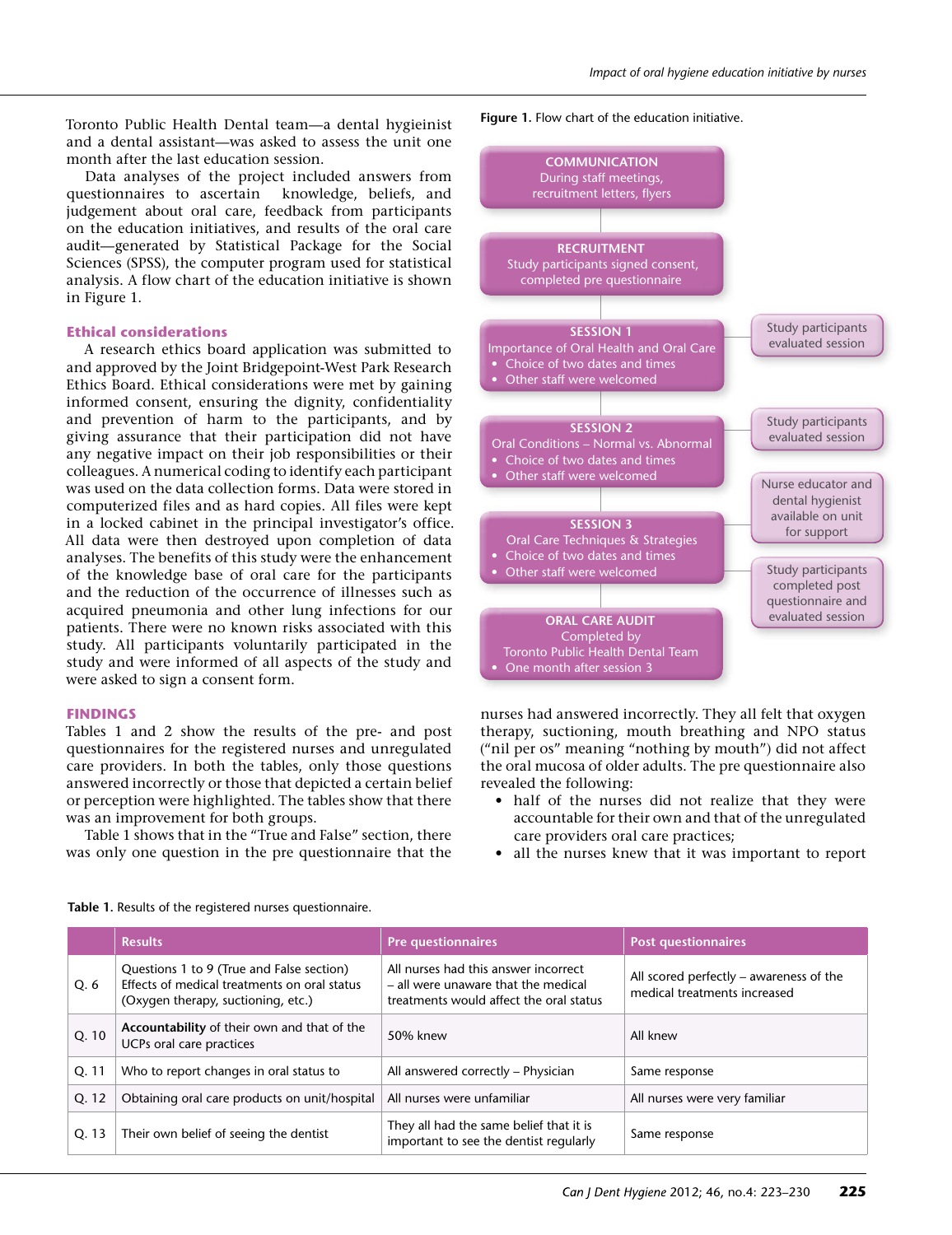Toronto Public Health Dental team—a dental hygieinist and a dental assistant—was asked to assess the unit one month after the last education session.

Data analyses of the project included answers from questionnaires to ascertain knowledge, beliefs, and judgement about oral care, feedback from participants on the education initiatives, and results of the oral care audit—generated by Statistical Package for the Social Sciences (SPSS), the computer program used for statistical analysis. A flow chart of the education initiative is shown in Figure 1.

**Figure 1.** Flow chart of the education initiative.

COMMUNICATION
During staff meetings, recruitment letters, flyers

RECRUITMENT
Study participants signed consent, completed pre questionnaire

SESSION 1
Importance of Oral Health and Oral Care
- Choice of two dates and times
- Other staff were welcomed

Study participants evaluated session

SESSION 2
Oral Conditions – Normal vs. Abnormal
- Choice of two dates and times
- Other staff were welcomed

Study participants evaluated session

Nurse educator and dental hygienist available on unit for support

SESSION 3
Oral Care Techniques & Strategies
- Choice of two dates and times
- Other staff were welcomed

Study participants completed post questionnaire and evaluated session

ORAL CARE AUDIT
Completed by Toronto Public Health Dental Team
- One month after session 3

### Ethical considerations

A research ethics board application was submitted to and approved by the Joint Bridgepoint-West Park Research Ethics Board. Ethical considerations were met by gaining informed consent, ensuring the dignity, confidentiality and prevention of harm to the participants, and by giving assurance that their participation did not have any negative impact on their job responsibilities or their colleagues. A numerical coding to identify each participant was used on the data collection forms. Data were stored in computerized files and as hard copies. All files were kept in a locked cabinet in the principal investigator's office. All data were then destroyed upon completion of data analyses. The benefits of this study were the enhancement of the knowledge base of oral care for the participants and the reduction of the occurrence of illnesses such as acquired pneumonia and other lung infections for our patients. There were no known risks associated with this study. All participants voluntarily participated in the study and were informed of all aspects of the study and were asked to sign a consent form.

## FINDINGS

Tables 1 and 2 show the results of the pre- and post questionnaires for the registered nurses and unregulated care providers. In both the tables, only those questions answered incorrectly or those that depicted a certain belief or perception were highlighted. The tables show that there was an improvement for both groups.

Table 1 shows that in the "True and False" section, there was only one question in the pre questionnaire that the nurses had answered incorrectly. They all felt that oxygen therapy, suctioning, mouth breathing and NPO status ("nil per os" meaning "nothing by mouth") did not affect the oral mucosa of older adults. The pre questionnaire also revealed the following:

- half of the nurses did not realize that they were accountable for their own and that of the unregulated care providers oral care practices;
- all the nurses knew that it was important to report

**Table 1.** Results of the registered nurses questionnaire.

| | Results | Pre questionnaires | Post questionnaires |
|---|---|---|---|
| Q. 6 | Questions 1 to 9 (True and False section) Effects of medical treatments on oral status (Oxygen therapy, suctioning, etc.) | All nurses had this answer incorrect – all were unaware that the medical treatments would affect the oral status | All scored perfectly – awareness of the medical treatments increased |
| Q. 10 | **Accountability** of their own and that of the UCPs oral care practices | 50% knew | All knew |
| Q. 11 | Who to report changes in oral status to | All answered correctly – Physician | Same response |
| Q. 12 | Obtaining oral care products on unit/hospital | All nurses were unfamiliar | All nurses were very familiar |
| Q. 13 | Their own belief of seeing the dentist | They all had the same belief that it is important to see the dentist regularly | Same response |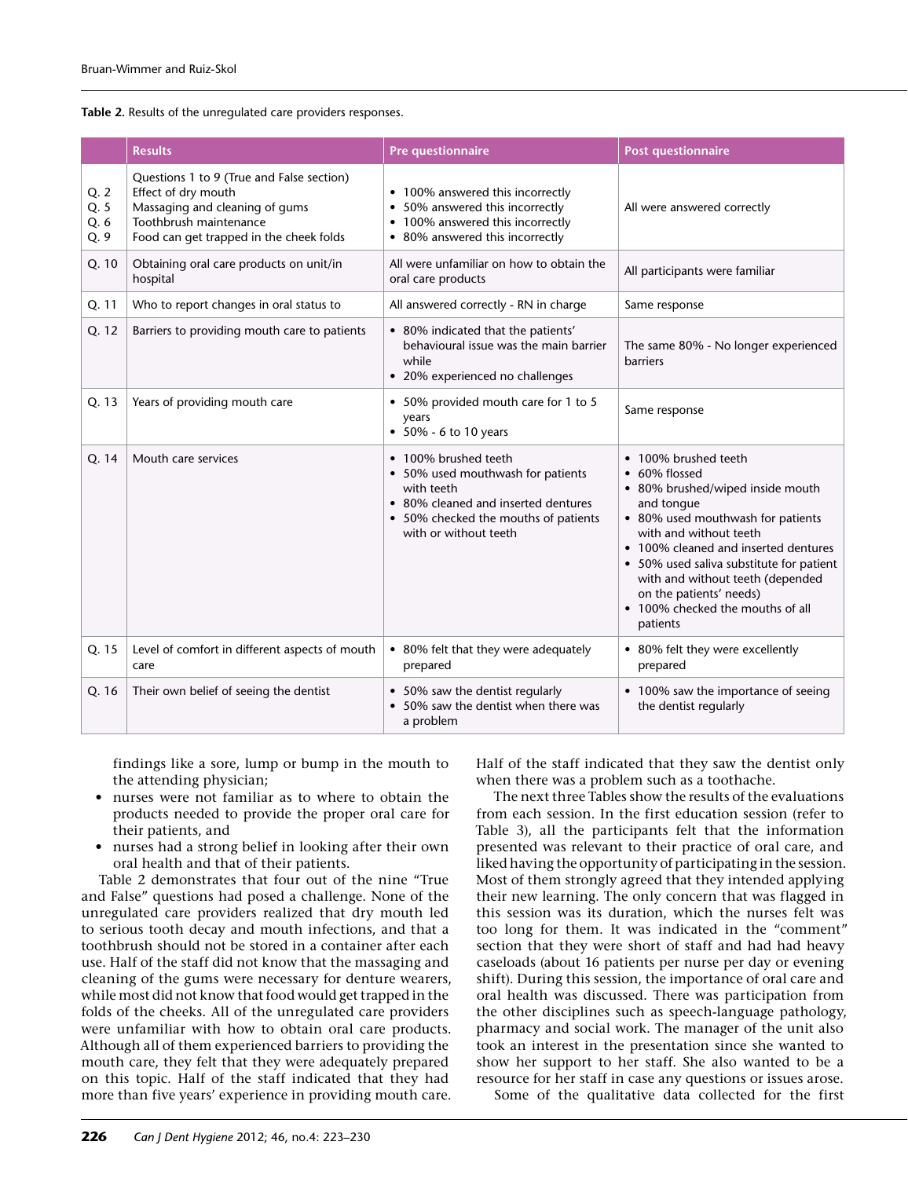**Table 2.** Results of the unregulated care providers responses.

| | Results | Pre questionnaire | Post questionnaire |
|---|---|---|---|
| Q. 2<br>Q. 5<br>Q. 6<br>Q. 9 | Questions 1 to 9 (True and False section)<br>Effect of dry mouth<br>Massaging and cleaning of gums<br>Toothbrush maintenance<br>Food can get trapped in the cheek folds | • 100% answered this incorrectly<br>• 50% answered this incorrectly<br>• 100% answered this incorrectly<br>• 80% answered this incorrectly | All were answered correctly |
| Q. 10 | Obtaining oral care products on unit/in hospital | All were unfamiliar on how to obtain the oral care products | All participants were familiar |
| Q. 11 | Who to report changes in oral status to | All answered correctly - RN in charge | Same response |
| Q. 12 | Barriers to providing mouth care to patients | • 80% indicated that the patients' behavioural issue was the main barrier while<br>• 20% experienced no challenges | The same 80% - No longer experienced barriers |
| Q. 13 | Years of providing mouth care | • 50% provided mouth care for 1 to 5 years<br>• 50% - 6 to 10 years | Same response |
| Q. 14 | Mouth care services | • 100% brushed teeth<br>• 50% used mouthwash for patients with teeth<br>• 80% cleaned and inserted dentures<br>• 50% checked the mouths of patients with or without teeth | • 100% brushed teeth<br>• 60% flossed<br>• 80% brushed/wiped inside mouth and tongue<br>• 80% used mouthwash for patients with and without teeth<br>• 100% cleaned and inserted dentures<br>• 50% used saliva substitute for patient with and without teeth (depended on the patients' needs)<br>• 100% checked the mouths of all patients |
| Q. 15 | Level of comfort in different aspects of mouth care | • 80% felt that they were adequately prepared | • 80% felt they were excellently prepared |
| Q. 16 | Their own belief of seeing the dentist | • 50% saw the dentist regularly<br>• 50% saw the dentist when there was a problem | • 100% saw the importance of seeing the dentist regularly |

findings like a sore, lump or bump in the mouth to the attending physician;

- nurses were not familiar as to where to obtain the products needed to provide the proper oral care for their patients, and
- nurses had a strong belief in looking after their own oral health and that of their patients.

Table 2 demonstrates that four out of the nine "True and False" questions had posed a challenge. None of the unregulated care providers realized that dry mouth led to serious tooth decay and mouth infections, and that a toothbrush should not be stored in a container after each use. Half of the staff did not know that the massaging and cleaning of the gums were necessary for denture wearers, while most did not know that food would get trapped in the folds of the cheeks. All of the unregulated care providers were unfamiliar with how to obtain oral care products. Although all of them experienced barriers to providing the mouth care, they felt that they were adequately prepared on this topic. Half of the staff indicated that they had more than five years' experience in providing mouth care. Half of the staff indicated that they saw the dentist only when there was a problem such as a toothache.

The next three Tables show the results of the evaluations from each session. In the first education session (refer to Table 3), all the participants felt that the information presented was relevant to their practice of oral care, and liked having the opportunity of participating in the session. Most of them strongly agreed that they intended applying their new learning. The only concern that was flagged in this session was its duration, which the nurses felt was too long for them. It was indicated in the "comment" section that they were short of staff and had had heavy caseloads (about 16 patients per nurse per day or evening shift). During this session, the importance of oral care and oral health was discussed. There was participation from the other disciplines such as speech-language pathology, pharmacy and social work. The manager of the unit also took an interest in the presentation since she wanted to show her support to her staff. She also wanted to be a resource for her staff in case any questions or issues arose.

Some of the qualitative data collected for the first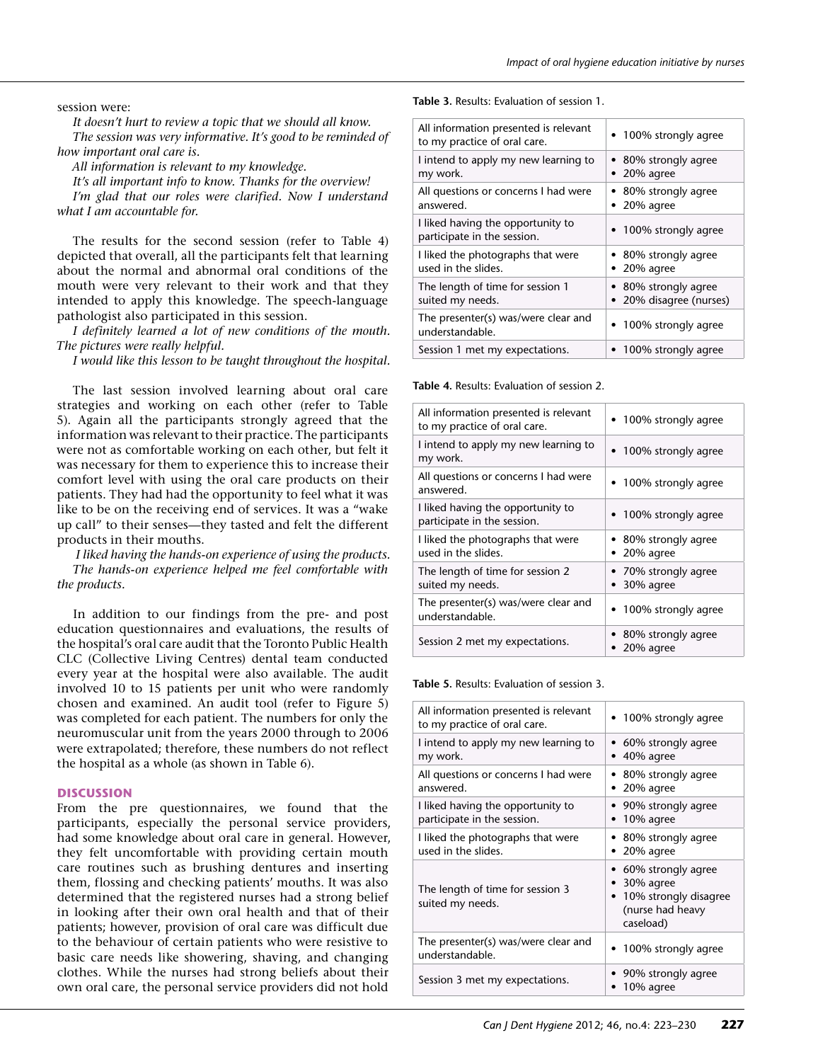session were:

*It doesn't hurt to review a topic that we should all know.*

*The session was very informative. It's good to be reminded of how important oral care is.*

*All information is relevant to my knowledge.*

*It's all important info to know. Thanks for the overview!*

*I'm glad that our roles were clarified. Now I understand what I am accountable for.*

The results for the second session (refer to Table 4) depicted that overall, all the participants felt that learning about the normal and abnormal oral conditions of the mouth were very relevant to their work and that they intended to apply this knowledge. The speech-language pathologist also participated in this session.

*I definitely learned a lot of new conditions of the mouth. The pictures were really helpful.*

*I would like this lesson to be taught throughout the hospital.*

The last session involved learning about oral care strategies and working on each other (refer to Table 5). Again all the participants strongly agreed that the information was relevant to their practice. The participants were not as comfortable working on each other, but felt it was necessary for them to experience this to increase their comfort level with using the oral care products on their patients. They had had the opportunity to feel what it was like to be on the receiving end of services. It was a "wake up call" to their senses—they tasted and felt the different products in their mouths.

*I liked having the hands-on experience of using the products.*

*The hands-on experience helped me feel comfortable with the products.*

In addition to our findings from the pre- and post education questionnaires and evaluations, the results of the hospital's oral care audit that the Toronto Public Health CLC (Collective Living Centres) dental team conducted every year at the hospital were also available. The audit involved 10 to 15 patients per unit who were randomly chosen and examined. An audit tool (refer to Figure 5) was completed for each patient. The numbers for only the neuromuscular unit from the years 2000 through to 2006 were extrapolated; therefore, these numbers do not reflect the hospital as a whole (as shown in Table 6).

## DISCUSSION

From the pre questionnaires, we found that the participants, especially the personal service providers, had some knowledge about oral care in general. However, they felt uncomfortable with providing certain mouth care routines such as brushing dentures and inserting them, flossing and checking patients' mouths. It was also determined that the registered nurses had a strong belief in looking after their own oral health and that of their patients; however, provision of oral care was difficult due to the behaviour of certain patients who were resistive to basic care needs like showering, shaving, and changing clothes. While the nurses had strong beliefs about their own oral care, the personal service providers did not hold

**Table 3.** Results: Evaluation of session 1.

| | |
|---|---|
| All information presented is relevant to my practice of oral care. | • 100% strongly agree |
| I intend to apply my new learning to my work. | • 80% strongly agree<br>• 20% agree |
| All questions or concerns I had were answered. | • 80% strongly agree<br>• 20% agree |
| I liked having the opportunity to participate in the session. | • 100% strongly agree |
| I liked the photographs that were used in the slides. | • 80% strongly agree<br>• 20% agree |
| The length of time for session 1 suited my needs. | • 80% strongly agree<br>• 20% disagree (nurses) |
| The presenter(s) was/were clear and understandable. | • 100% strongly agree |
| Session 1 met my expectations. | • 100% strongly agree |

**Table 4.** Results: Evaluation of session 2.

| | |
|---|---|
| All information presented is relevant to my practice of oral care. | • 100% strongly agree |
| I intend to apply my new learning to my work. | • 100% strongly agree |
| All questions or concerns I had were answered. | • 100% strongly agree |
| I liked having the opportunity to participate in the session. | • 100% strongly agree |
| I liked the photographs that were used in the slides. | • 80% strongly agree<br>• 20% agree |
| The length of time for session 2 suited my needs. | • 70% strongly agree<br>• 30% agree |
| The presenter(s) was/were clear and understandable. | • 100% strongly agree |
| Session 2 met my expectations. | • 80% strongly agree<br>• 20% agree |

**Table 5.** Results: Evaluation of session 3.

| | |
|---|---|
| All information presented is relevant to my practice of oral care. | • 100% strongly agree |
| I intend to apply my new learning to my work. | • 60% strongly agree<br>• 40% agree |
| All questions or concerns I had were answered. | • 80% strongly agree<br>• 20% agree |
| I liked having the opportunity to participate in the session. | • 90% strongly agree<br>• 10% agree |
| I liked the photographs that were used in the slides. | • 80% strongly agree<br>• 20% agree |
| The length of time for session 3 suited my needs. | • 60% strongly agree<br>• 30% agree<br>• 10% strongly disagree (nurse had heavy caseload) |
| The presenter(s) was/were clear and understandable. | • 100% strongly agree |
| Session 3 met my expectations. | • 90% strongly agree<br>• 10% agree |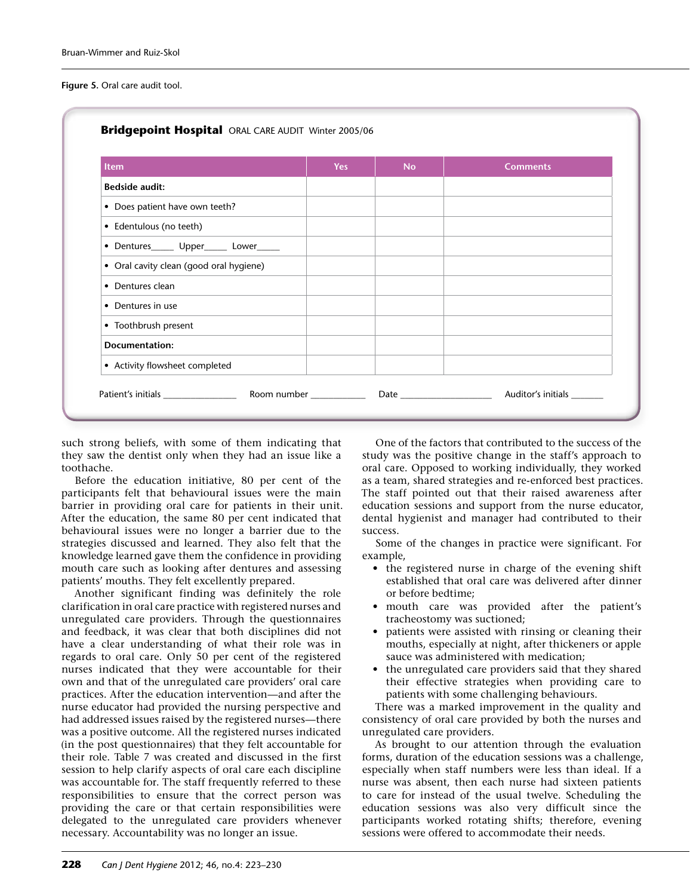**Figure 5.** Oral care audit tool.

**Bridgepoint Hospital** ORAL CARE AUDIT Winter 2005/06

| Item | Yes | No | Comments |
|---|---|---|---|
| **Bedside audit:** | | | |
| • Does patient have own teeth? | | | |
| • Edentulous (no teeth) | | | |
| • Dentures_____ Upper_____ Lower_____ | | | |
| • Oral cavity clean (good oral hygiene) | | | |
| • Dentures clean | | | |
| • Dentures in use | | | |
| • Toothbrush present | | | |
| **Documentation:** | | | |
| • Activity flowsheet completed | | | |

Patient's initials ________________ Room number ____________ Date ____________________ Auditor's initials _______

such strong beliefs, with some of them indicating that they saw the dentist only when they had an issue like a toothache.

Before the education initiative, 80 per cent of the participants felt that behavioural issues were the main barrier in providing oral care for patients in their unit. After the education, the same 80 per cent indicated that behavioural issues were no longer a barrier due to the strategies discussed and learned. They also felt that the knowledge learned gave them the confidence in providing mouth care such as looking after dentures and assessing patients' mouths. They felt excellently prepared.

Another significant finding was definitely the role clarification in oral care practice with registered nurses and unregulated care providers. Through the questionnaires and feedback, it was clear that both disciplines did not have a clear understanding of what their role was in regards to oral care. Only 50 per cent of the registered nurses indicated that they were accountable for their own and that of the unregulated care providers' oral care practices. After the education intervention—and after the nurse educator had provided the nursing perspective and had addressed issues raised by the registered nurses—there was a positive outcome. All the registered nurses indicated (in the post questionnaires) that they felt accountable for their role. Table 7 was created and discussed in the first session to help clarify aspects of oral care each discipline was accountable for. The staff frequently referred to these responsibilities to ensure that the correct person was providing the care or that certain responsibilities were delegated to the unregulated care providers whenever necessary. Accountability was no longer an issue.

One of the factors that contributed to the success of the study was the positive change in the staff's approach to oral care. Opposed to working individually, they worked as a team, shared strategies and re-enforced best practices. The staff pointed out that their raised awareness after education sessions and support from the nurse educator, dental hygienist and manager had contributed to their success.

Some of the changes in practice were significant. For example,

- the registered nurse in charge of the evening shift established that oral care was delivered after dinner or before bedtime;
- mouth care was provided after the patient's tracheostomy was suctioned;
- patients were assisted with rinsing or cleaning their mouths, especially at night, after thickeners or apple sauce was administered with medication;
- the unregulated care providers said that they shared their effective strategies when providing care to patients with some challenging behaviours.

There was a marked improvement in the quality and consistency of oral care provided by both the nurses and unregulated care providers.

As brought to our attention through the evaluation forms, duration of the education sessions was a challenge, especially when staff numbers were less than ideal. If a nurse was absent, then each nurse had sixteen patients to care for instead of the usual twelve. Scheduling the education sessions was also very difficult since the participants worked rotating shifts; therefore, evening sessions were offered to accommodate their needs.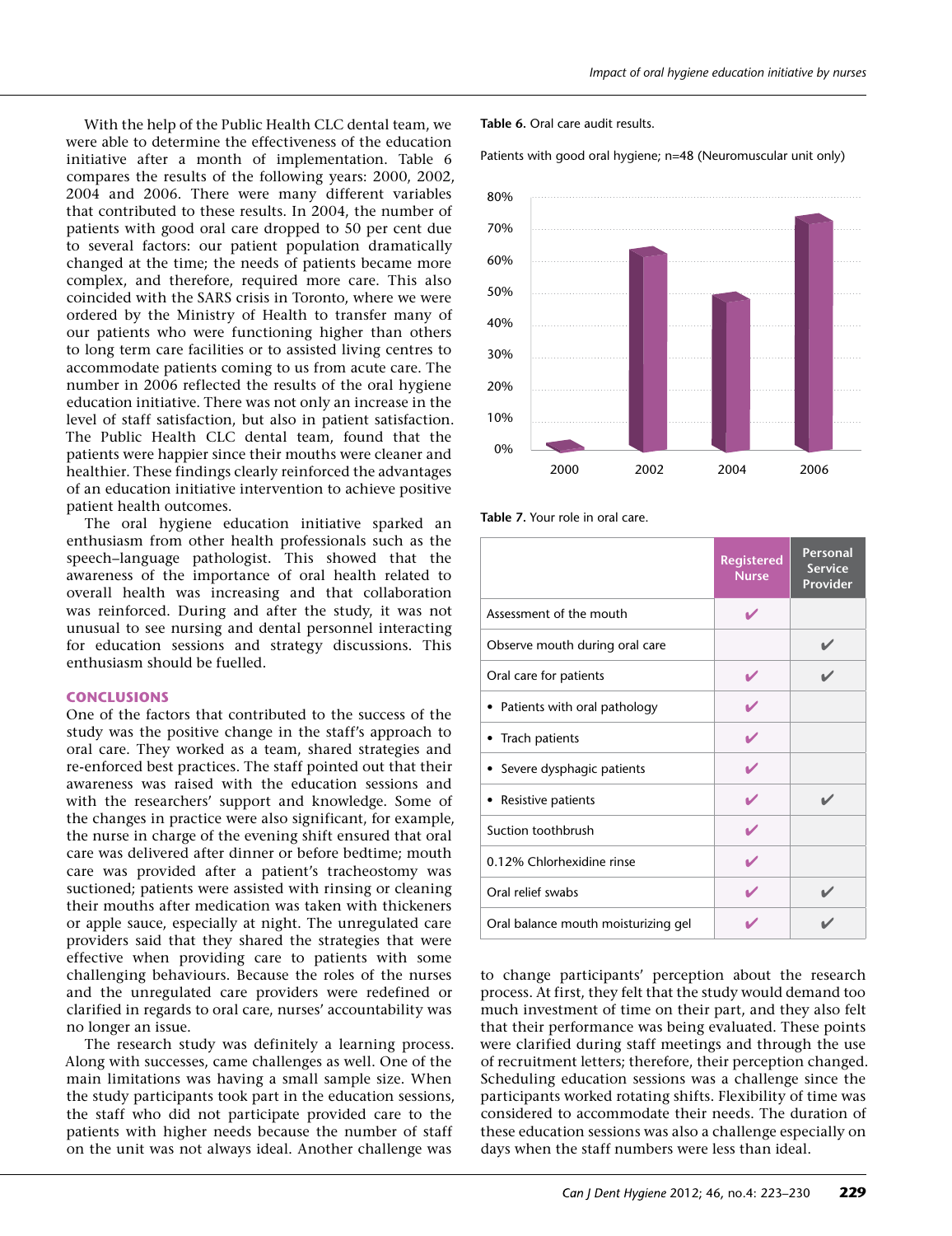With the help of the Public Health CLC dental team, we were able to determine the effectiveness of the education initiative after a month of implementation. Table 6 compares the results of the following years: 2000, 2002, 2004 and 2006. There were many different variables that contributed to these results. In 2004, the number of patients with good oral care dropped to 50 per cent due to several factors: our patient population dramatically changed at the time; the needs of patients became more complex, and therefore, required more care. This also coincided with the SARS crisis in Toronto, where we were ordered by the Ministry of Health to transfer many of our patients who were functioning higher than others to long term care facilities or to assisted living centres to accommodate patients coming to us from acute care. The number in 2006 reflected the results of the oral hygiene education initiative. There was not only an increase in the level of staff satisfaction, but also in patient satisfaction. The Public Health CLC dental team, found that the patients were happier since their mouths were cleaner and healthier. These findings clearly reinforced the advantages of an education initiative intervention to achieve positive patient health outcomes.

The oral hygiene education initiative sparked an enthusiasm from other health professionals such as the speech–language pathologist. This showed that the awareness of the importance of oral health related to overall health was increasing and that collaboration was reinforced. During and after the study, it was not unusual to see nursing and dental personnel interacting for education sessions and strategy discussions. This enthusiasm should be fuelled.

**Table 6.** Oral care audit results.

Patients with good oral hygiene; n=48 (Neuromuscular unit only)

| Year | Patients with good oral hygiene |
|---|---|
| 2000 | ~0% |
| 2002 | ~63% |
| 2004 | ~50% |
| 2006 | ~74% |

**Table 7.** Your role in oral care.

| | Registered Nurse | Personal Service Provider |
|---|---|---|
| Assessment of the mouth | ✔ | |
| Observe mouth during oral care | | ✔ |
| Oral care for patients | ✔ | ✔ |
| • Patients with oral pathology | ✔ | |
| • Trach patients | ✔ | |
| • Severe dysphagic patients | ✔ | |
| • Resistive patients | ✔ | ✔ |
| Suction toothbrush | ✔ | |
| 0.12% Chlorhexidine rinse | ✔ | |
| Oral relief swabs | ✔ | ✔ |
| Oral balance mouth moisturizing gel | ✔ | ✔ |

## CONCLUSIONS

One of the factors that contributed to the success of the study was the positive change in the staff's approach to oral care. They worked as a team, shared strategies and re-enforced best practices. The staff pointed out that their awareness was raised with the education sessions and with the researchers' support and knowledge. Some of the changes in practice were also significant, for example, the nurse in charge of the evening shift ensured that oral care was delivered after dinner or before bedtime; mouth care was provided after a patient's tracheostomy was suctioned; patients were assisted with rinsing or cleaning their mouths after medication was taken with thickeners or apple sauce, especially at night. The unregulated care providers said that they shared the strategies that were effective when providing care to patients with some challenging behaviours. Because the roles of the nurses and the unregulated care providers were redefined or clarified in regards to oral care, nurses' accountability was no longer an issue.

The research study was definitely a learning process. Along with successes, came challenges as well. One of the main limitations was having a small sample size. When the study participants took part in the education sessions, the staff who did not participate provided care to the patients with higher needs because the number of staff on the unit was not always ideal. Another challenge was to change participants' perception about the research process. At first, they felt that the study would demand too much investment of time on their part, and they also felt that their performance was being evaluated. These points were clarified during staff meetings and through the use of recruitment letters; therefore, their perception changed. Scheduling education sessions was a challenge since the participants worked rotating shifts. Flexibility of time was considered to accommodate their needs. The duration of these education sessions was also a challenge especially on days when the staff numbers were less than ideal.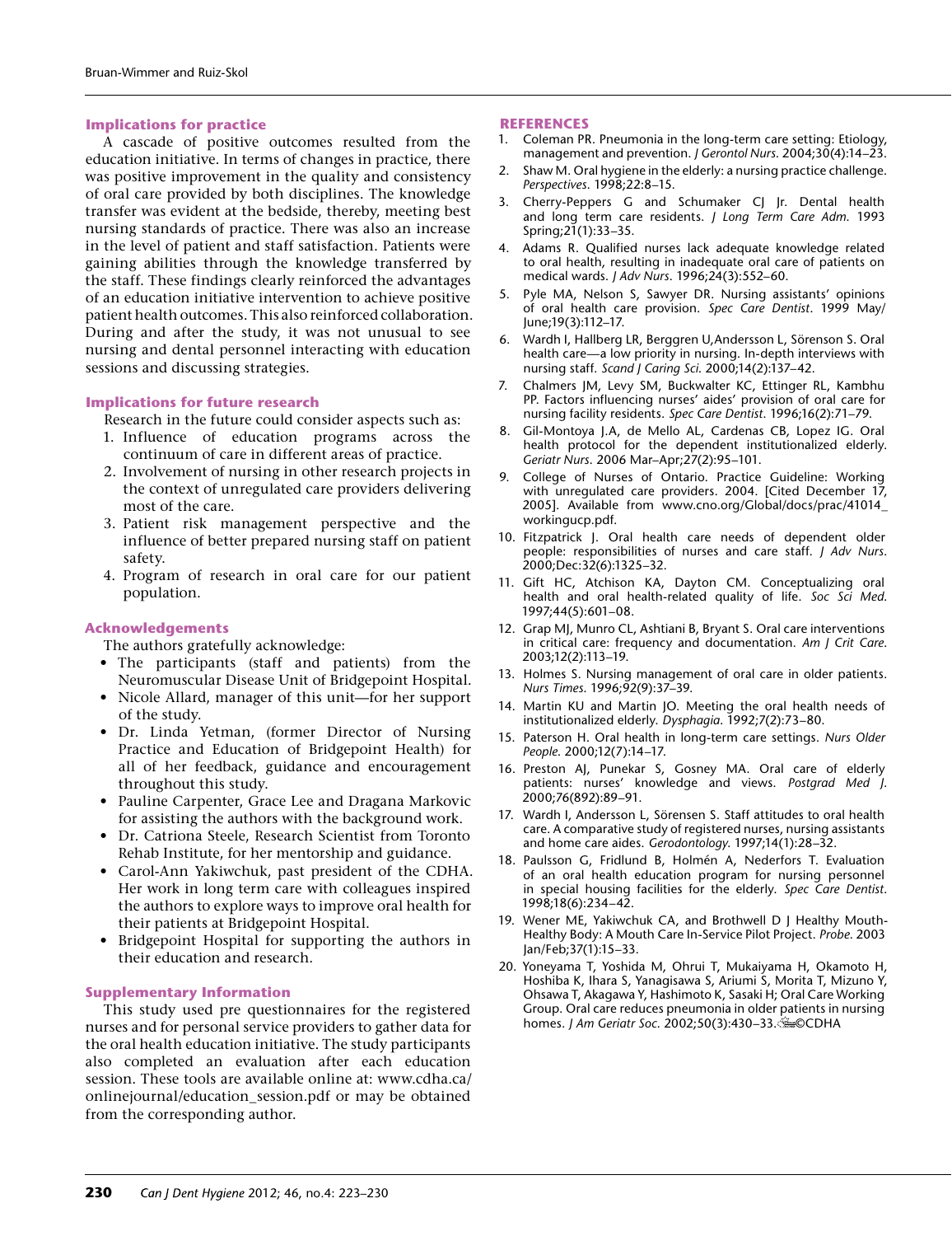### Implications for practice

A cascade of positive outcomes resulted from the education initiative. In terms of changes in practice, there was positive improvement in the quality and consistency of oral care provided by both disciplines. The knowledge transfer was evident at the bedside, thereby, meeting best nursing standards of practice. There was also an increase in the level of patient and staff satisfaction. Patients were gaining abilities through the knowledge transferred by the staff. These findings clearly reinforced the advantages of an education initiative intervention to achieve positive patient health outcomes. This also reinforced collaboration. During and after the study, it was not unusual to see nursing and dental personnel interacting with education sessions and discussing strategies.

### Implications for future research

Research in the future could consider aspects such as:

1. Influence of education programs across the continuum of care in different areas of practice.
2. Involvement of nursing in other research projects in the context of unregulated care providers delivering most of the care.
3. Patient risk management perspective and the influence of better prepared nursing staff on patient safety.
4. Program of research in oral care for our patient population.

### Acknowledgements

The authors gratefully acknowledge:

- The participants (staff and patients) from the Neuromuscular Disease Unit of Bridgepoint Hospital.
- Nicole Allard, manager of this unit—for her support of the study.
- Dr. Linda Yetman, (former Director of Nursing Practice and Education of Bridgepoint Health) for all of her feedback, guidance and encouragement throughout this study.
- Pauline Carpenter, Grace Lee and Dragana Markovic for assisting the authors with the background work.
- Dr. Catriona Steele, Research Scientist from Toronto Rehab Institute, for her mentorship and guidance.
- Carol-Ann Yakiwchuk, past president of the CDHA. Her work in long term care with colleagues inspired the authors to explore ways to improve oral health for their patients at Bridgepoint Hospital.
- Bridgepoint Hospital for supporting the authors in their education and research.

### Supplementary Information

This study used pre questionnaires for the registered nurses and for personal service providers to gather data for the oral health education initiative. The study participants also completed an evaluation after each education session. These tools are available online at: www.cdha.ca/onlinejournal/education_session.pdf or may be obtained from the corresponding author.

### REFERENCES

1. Coleman PR. Pneumonia in the long-term care setting: Etiology, management and prevention. *J Gerontol Nurs*. 2004;30(4):14–23.
2. Shaw M. Oral hygiene in the elderly: a nursing practice challenge. *Perspectives*. 1998;22:8–15.
3. Cherry-Peppers G and Schumaker CJ Jr. Dental health and long term care residents. *J Long Term Care Adm*. 1993 Spring;21(1):33–35.
4. Adams R. Qualified nurses lack adequate knowledge related to oral health, resulting in inadequate oral care of patients on medical wards. *J Adv Nurs*. 1996;24(3):552–60.
5. Pyle MA, Nelson S, Sawyer DR. Nursing assistants' opinions of oral health care provision. *Spec Care Dentist*. 1999 May/June;19(3):112–17.
6. Wardh I, Hallberg LR, Berggren U,Andersson L, Sörenson S. Oral health care—a low priority in nursing. In-depth interviews with nursing staff. *Scand J Caring Sci*. 2000;14(2):137–42.
7. Chalmers JM, Levy SM, Buckwalter KC, Ettinger RL, Kambhu PP. Factors influencing nurses' aides' provision of oral care for nursing facility residents. *Spec Care Dentist*. 1996;16(2):71–79.
8. Gil-Montoya J.A, de Mello AL, Cardenas CB, Lopez IG. Oral health protocol for the dependent institutionalized elderly. *Geriatr Nurs*. 2006 Mar–Apr;27(2):95–101.
9. College of Nurses of Ontario. Practice Guideline: Working with unregulated care providers. 2004. [Cited December 17, 2005]. Available from www.cno.org/Global/docs/prac/41014_workingucp.pdf.
10. Fitzpatrick J. Oral health care needs of dependent older people: responsibilities of nurses and care staff. *J Adv Nurs*. 2000;Dec:32(6):1325–32.
11. Gift HC, Atchison KA, Dayton CM. Conceptualizing oral health and oral health-related quality of life. *Soc Sci Med*. 1997;44(5):601–08.
12. Grap MJ, Munro CL, Ashtiani B, Bryant S. Oral care interventions in critical care: frequency and documentation. *Am J Crit Care*. 2003;12(2):113–19.
13. Holmes S. Nursing management of oral care in older patients. *Nurs Times*. 1996;92(9):37–39.
14. Martin KU and Martin JO. Meeting the oral health needs of institutionalized elderly. *Dysphagia*. 1992;7(2):73–80.
15. Paterson H. Oral health in long-term care settings. *Nurs Older People*. 2000;12(7):14–17.
16. Preston AJ, Punekar S, Gosney MA. Oral care of elderly patients: nurses' knowledge and views. *Postgrad Med J*. 2000;76(892):89–91.
17. Wardh I, Andersson L, Sörensen S. Staff attitudes to oral health care. A comparative study of registered nurses, nursing assistants and home care aides. *Gerodontology*. 1997;14(1):28–32.
18. Paulsson G, Fridlund B, Holmén A, Nederfors T. Evaluation of an oral health education program for nursing personnel in special housing facilities for the elderly. *Spec Care Dentist*. 1998;18(6):234–42.
19. Wener ME, Yakiwchuk CA, and Brothwell D J Healthy Mouth-Healthy Body: A Mouth Care In-Service Pilot Project. *Probe*. 2003 Jan/Feb;37(1):15–33.
20. Yoneyama T, Yoshida M, Ohrui T, Mukaiyama H, Okamoto H, Hoshiba K, Ihara S, Yanagisawa S, Ariumi S, Morita T, Mizuno Y, Ohsawa T, Akagawa Y, Hashimoto K, Sasaki H; Oral Care Working Group. Oral care reduces pneumonia in older patients in nursing homes. *J Am Geriatr Soc*. 2002;50(3):430–33. ©CDHA